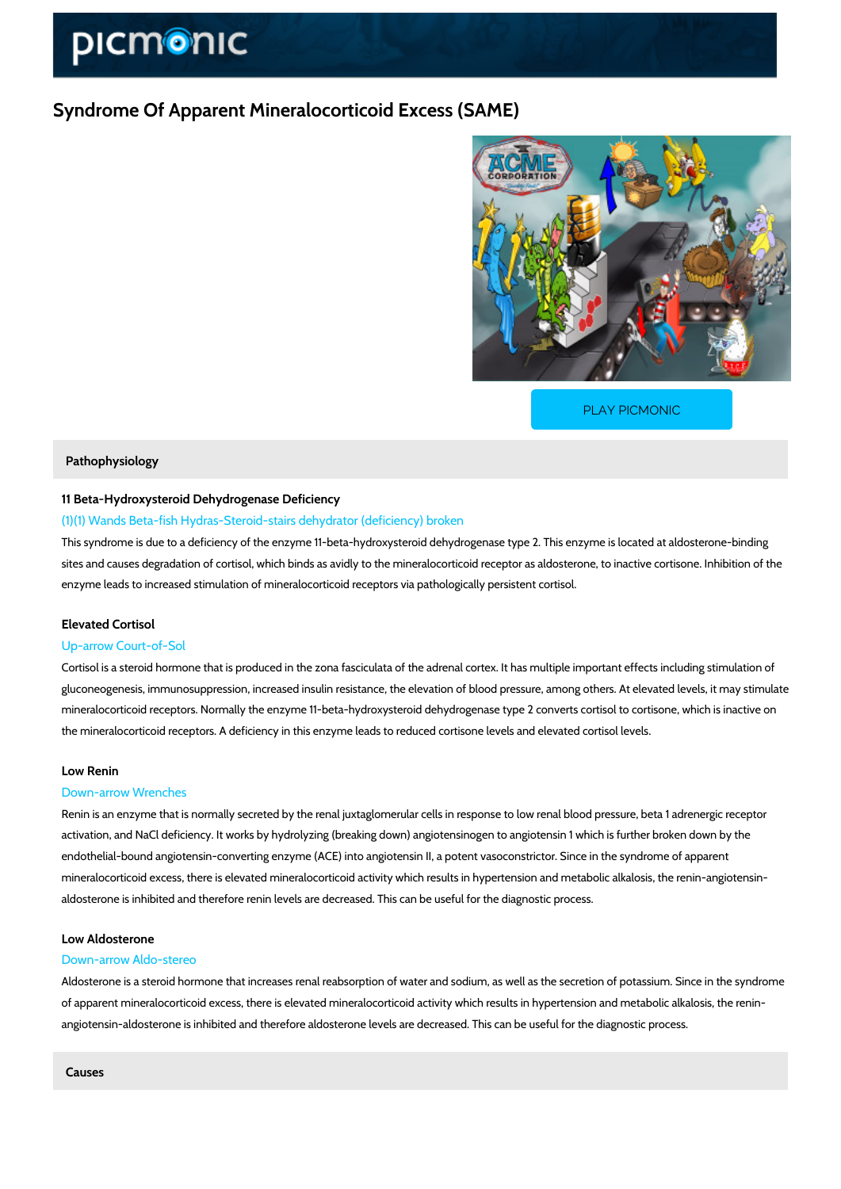# Syndrome Of Apparent Mineralocorticoid Excess (SAME)

PLAY PICMONIC

## Pathophysiology

### 11 Beta-Hydroxysteroid Dehydrogenase Deficiency

(1)(1) Wands Beta-fish Hydras-Steroid-stairs dehydrator (deficiency) broken

This syndrome is due to a deficiency of the enzyme 11-beta-hydroxysteroid dehydrogenase type 2. This enzyme is located at aldosterone-binding sites and causes degradation of cortisol, which binds as avidly to the mineralocorticoid receptor as aldosterone, to inactive cortisone. Inhibition of the enzyme leads to increased stimulation of mineralocorticoid receptors via pathologically persistent cortisol.

### Elevated Cortisol

Up-arrow Court-of-Sol

Cortisol is a steroid hormone that is produced in the zona fasciculata of the adrenal cortex. It has multiple important effects including stimulation of gluconeogenesis, immunosuppression, increased insulin resistance, the elevation of blood pressure, among others. At elevated levels, it may stimulate mineralocorticoid receptors. Normally the enzyme 11-beta-hydroxysteroid dehydrogenase type 2 converts cortisol to cortisone, which is inactive on the mineralocorticoid receptors. A deficiency in this enzyme leads to reduced cortisone levels and elevated cortisol levels.

### Low Renin

Down-arrow Wrenches

Renin is an enzyme that is normally secreted by the renal juxtaglomerular cells in response to low renal blood pressure, beta 1 adrenergic receptor activation, and NaCl deficiency. It works by hydrolyzing (breaking down) angiotensinogen to angiotensin 1 which is further broken down by the endothelial-bound angiotensin-converting enzyme (ACE) into angiotensin II, a potent vasoconstrictor. Since in the syndrome of apparent mineralocorticoid excess, there is elevated mineralocorticoid activity which results in hypertension and metabolic alkalosis, the renin-angiotensin-aldosterone is inhibited and therefore renin levels are decreased. This can be useful for the diagnostic process.

### Low Aldosterone

Down-arrow Aldo-stereo

Aldosterone is a steroid hormone that increases renal reabsorption of water and sodium, as well as the secretion of potassium. Since in the syndrome of apparent mineralocorticoid excess, there is elevated mineralocorticoid activity which results in hypertension and metabolic alkalosis, the renin-angiotensin-aldosterone is inhibited and therefore aldosterone levels are decreased. This can be useful for the diagnostic process.

## Causes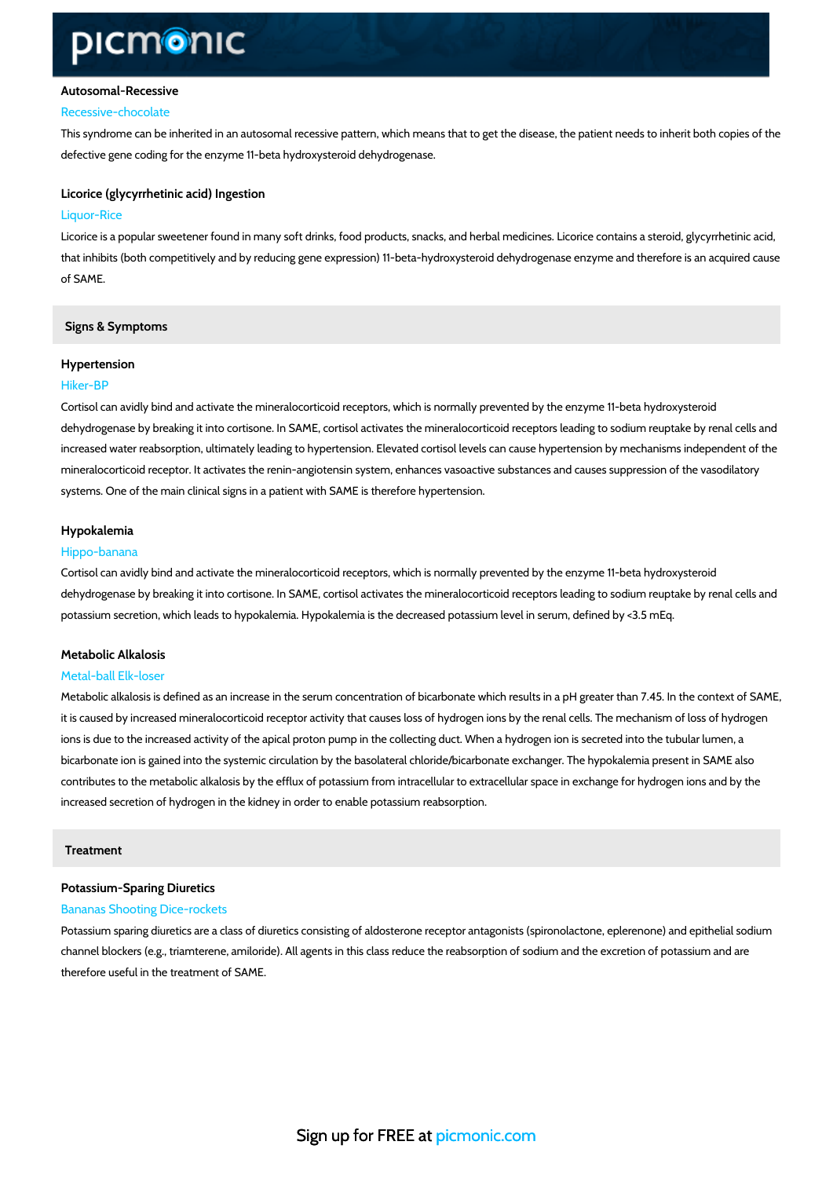### Autosomal-Recessive

Recessive-chocolate

This syndrome can be inherited in an autosomal recessive pattern, which means that to get the disease, the patient needs to inherit both copies of the defective gene coding for the enzyme 11-beta hydroxysteroid dehydrogenase.

### Licorice (glycyrrhetinic acid) Ingestion

Liquor-Rice

Licorice is a popular sweetener found in many soft drinks, food products, snacks, and herbal medicines. Licorice contains a steroid, glycyrrhetinic acid, that inhibits (both competitively and by reducing gene expression) 11-beta-hydroxysteroid dehydrogenase enzyme and therefore is an acquired cause of SAME.

## Signs & Symptoms

### Hypertension

Hiker-BP

Cortisol can avidly bind and activate the mineralocorticoid receptors, which is normally prevented by the enzyme 11-beta hydroxysteroid dehydrogenase by breaking it into cortisone. In SAME, cortisol activates the mineralocorticoid receptors leading to sodium reuptake by renal cells and increased water reabsorption, ultimately leading to hypertension. Elevated cortisol levels can cause hypertension by mechanisms independent of the mineralocorticoid receptor. It activates the renin-angiotensin system, enhances vasoactive substances and causes suppression of the vasodilatory systems. One of the main clinical signs in a patient with SAME is therefore hypertension.

### Hypokalemia

Hippo-banana

Cortisol can avidly bind and activate the mineralocorticoid receptors, which is normally prevented by the enzyme 11-beta hydroxysteroid dehydrogenase by breaking it into cortisone. In SAME, cortisol activates the mineralocorticoid receptors leading to sodium reuptake by renal cells and potassium secretion, which leads to hypokalemia. Hypokalemia is the decreased potassium level in serum, defined by <3.5 mEq.

### Metabolic Alkalosis

Metal-ball Elk-loser

Metabolic alkalosis is defined as an increase in the serum concentration of bicarbonate which results in a pH greater than 7.45. In the context of SAME, it is caused by increased mineralocorticoid receptor activity that causes loss of hydrogen ions by the renal cells. The mechanism of loss of hydrogen ions is due to the increased activity of the apical proton pump in the collecting duct. When a hydrogen ion is secreted into the tubular lumen, a bicarbonate ion is gained into the systemic circulation by the basolateral chloride/bicarbonate exchanger. The hypokalemia present in SAME also contributes to the metabolic alkalosis by the efflux of potassium from intracellular to extracellular space in exchange for hydrogen ions and by the increased secretion of hydrogen in the kidney in order to enable potassium reabsorption.

## Treatment

### Potassium-Sparing Diuretics

Bananas Shooting Dice-rockets

Potassium sparing diuretics are a class of diuretics consisting of aldosterone receptor antagonists (spironolactone, eplerenone) and epithelial sodium channel blockers (e.g., triamterene, amiloride). All agents in this class reduce the reabsorption of sodium and the excretion of potassium and are therefore useful in the treatment of SAME.